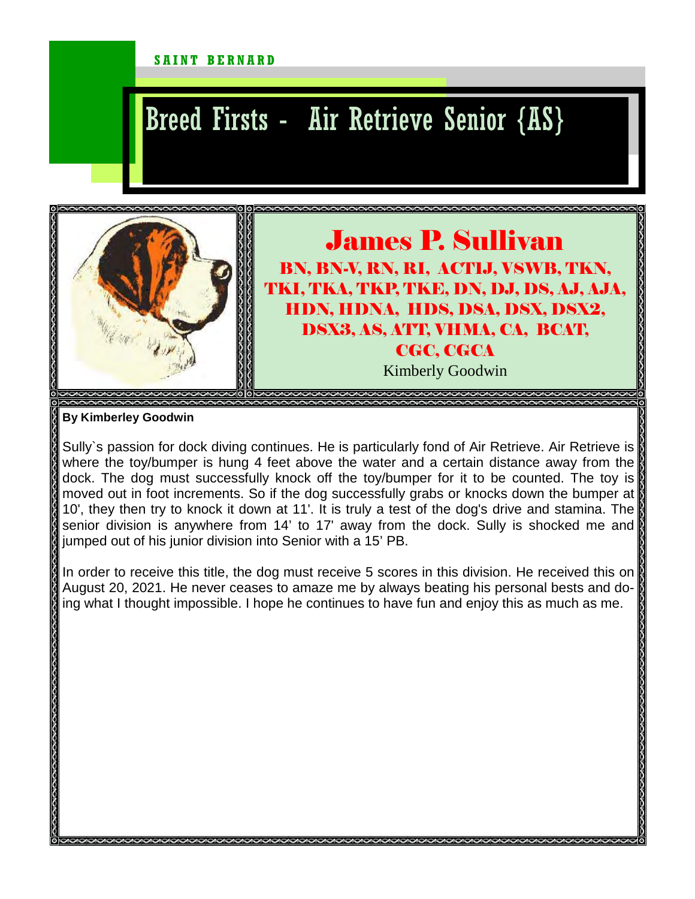SAINT BERNARD

# Breed Firsts - Air Retrieve Senior {AS}

## James P. Sullivan

**BN, BN-V, RN, RI, ACTIJ, VSWB, TKN, TKI, TKA, TKP, TKE, DN, DJ, DS, AJ, AJA, HDN, HDNA, HDS, DSA, DSX, DSX2, DSX3, AS, ATT, VHMA, CA, BCAT, CGC, CGCA**

Kimberly Goodwin

**By Kimberley Goodwin**

Sully`s passion for dock diving continues. He is particularly fond of Air Retrieve. Air Retrieve is where the toy/bumper is hung 4 feet above the water and a certain distance away from the dock. The dog must successfully knock off the toy/bumper for it to be counted. The toy is moved out in foot increments. So if the dog successfully grabs or knocks down the bumper at 10', they then try to knock it down at 11'. It is truly a test of the dog's drive and stamina. The senior division is anywhere from 14' to 17' away from the dock. Sully is shocked me and jumped out of his junior division into Senior with a 15' PB.

In order to receive this title, the dog must receive 5 scores in this division. He received this on August 20, 2021. He never ceases to amaze me by always beating his personal bests and doing what I thought impossible. I hope he continues to have fun and enjoy this as much as me.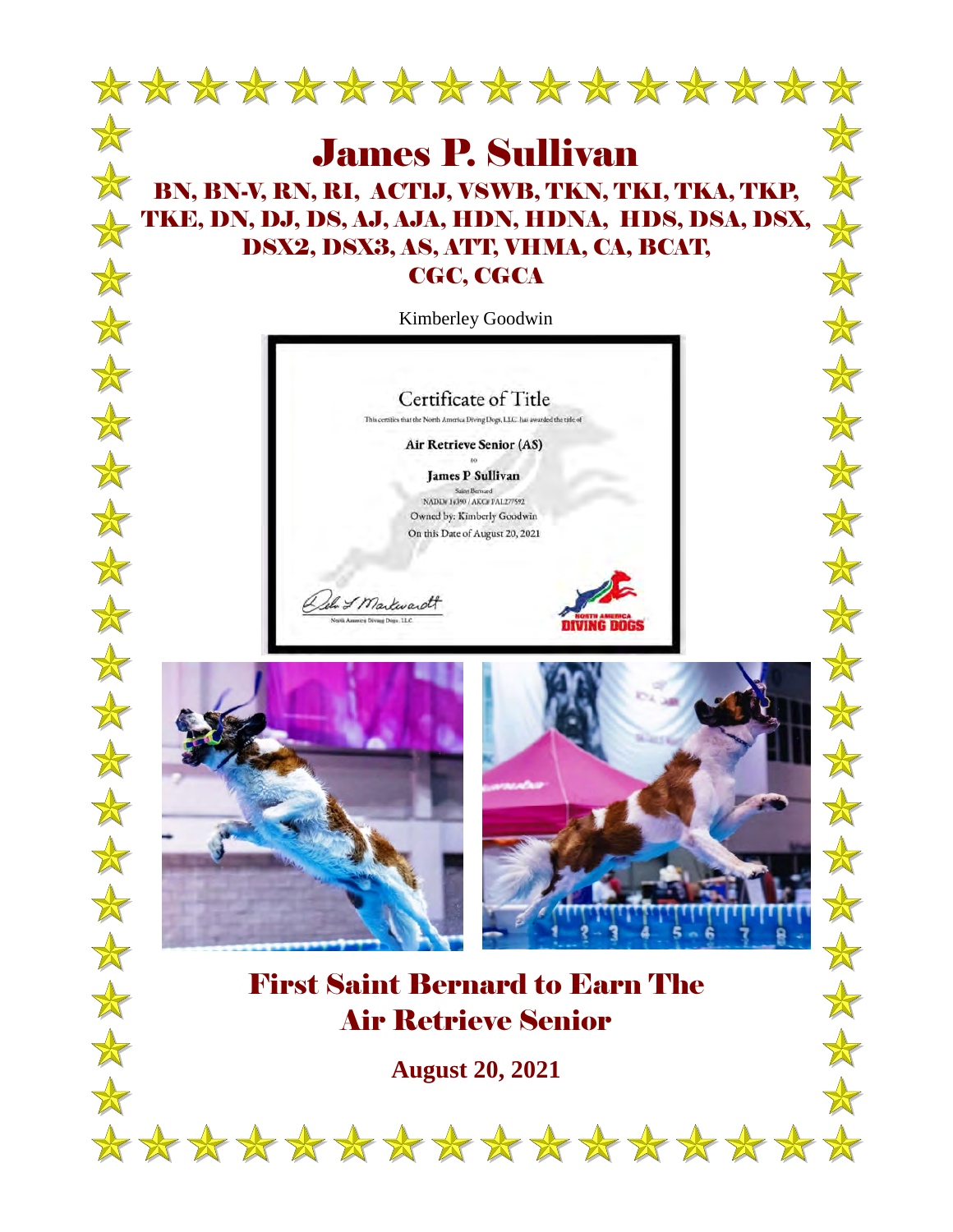# James P. Sullivan

## BN, BN-V, RN, RI, ACTIJ, VSWB, TKN, TKI, TKA, TKP, TKE, DN, DJ, DS, AJ, AJA, HDN, HDNA, HDS, DSA, DSX, DSX2, DSX3, AS, ATT, VHMA, CA, BCAT, CGC, CGCA

Kimberley Goodwin

Certificate of Title

This certifies that the North America Diving Dogs, LLC. has awarded the title of

**Air Retrieve Senior (AS)**

to

**James P Sullivan**

Saint Bernard

NADD# 14390 / AKC# PAL277592

Owned by: Kimberly Goodwin

On this Date of August 20, 2021

North America Diving Dogs, LLC

NORTH AMERICA DIVING DOGS

## First Saint Bernard to Earn The Air Retrieve Senior

**August 20, 2021**